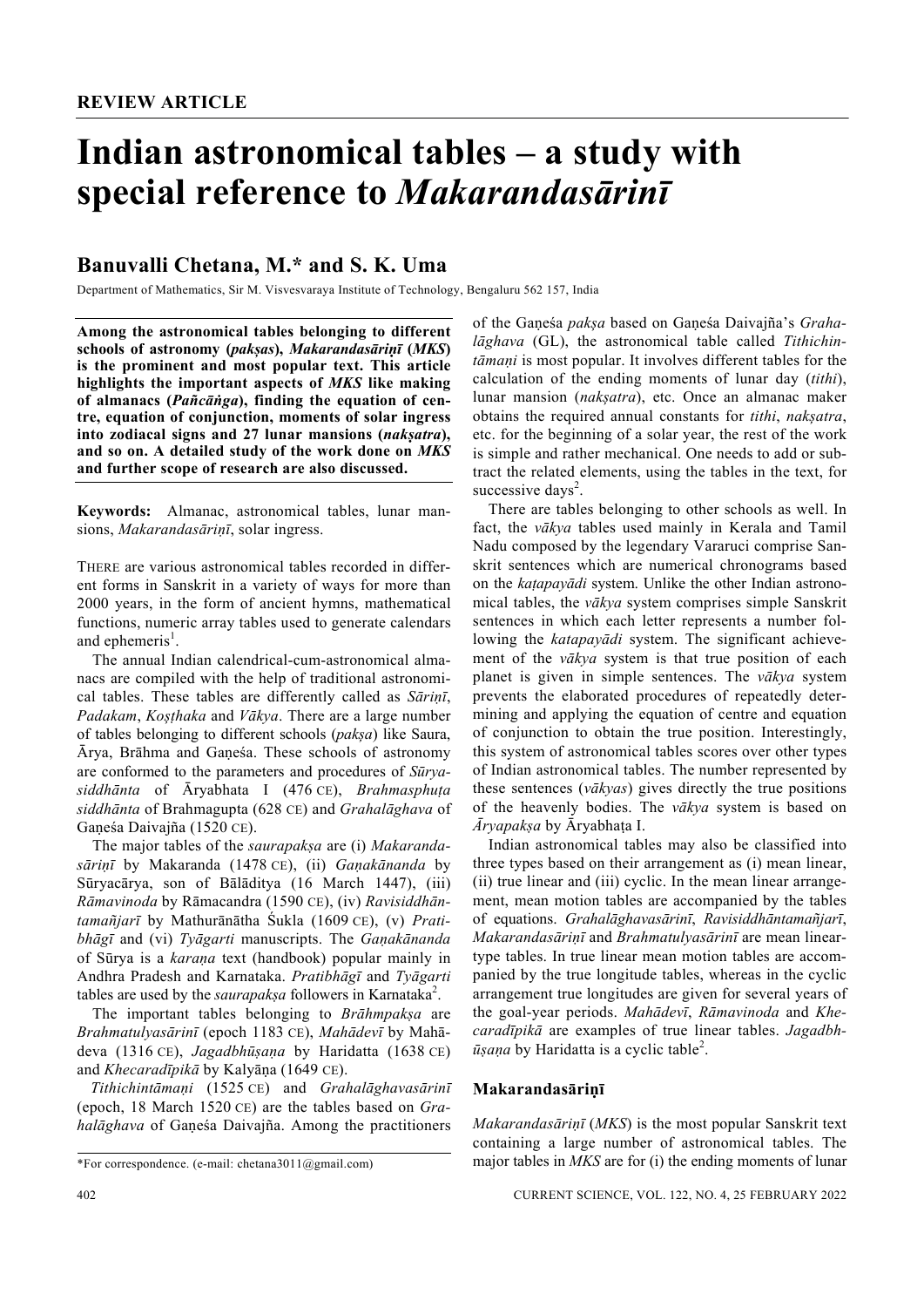REVIEW ARTICLE

# Indian astronomical tables – a study with special reference to *Makarandasārinī*

## Banuvalli Chetana, M.* and S. K. Uma

Department of Mathematics, Sir M. Visvesvaraya Institute of Technology, Bengaluru 562 157, India

**Among the astronomical tables belonging to different schools of astronomy (*pakṣas*), *Makarandasāriṇī* (*MKS*) is the prominent and most popular text. This article highlights the important aspects of *MKS* like making of almanacs (*Pañcāṅga*), finding the equation of centre, equation of conjunction, moments of solar ingress into zodiacal signs and 27 lunar mansions (*nakṣatra*), and so on. A detailed study of the work done on *MKS* and further scope of research are also discussed.**

**Keywords:** Almanac, astronomical tables, lunar mansions, *Makarandasāriṇī*, solar ingress.

THERE are various astronomical tables recorded in different forms in Sanskrit in a variety of ways for more than 2000 years, in the form of ancient hymns, mathematical functions, numeric array tables used to generate calendars and ephemeris[1].

The annual Indian calendrical-cum-astronomical almanacs are compiled with the help of traditional astronomical tables. These tables are differently called as *Sāriṇī*, *Padakam*, *Koṣṭhaka* and *Vākya*. There are a large number of tables belonging to different schools (*pakṣa*) like Saura, Ārya, Brāhma and Gaṇeśa. These schools of astronomy are conformed to the parameters and procedures of *Sūryasiddhānta* of Āryabhata I (476 CE), *Brahmasphuṭa siddhānta* of Brahmagupta (628 CE) and *Grahalāghava* of Gaṇeśa Daivajña (1520 CE).

The major tables of the *saurapakṣa* are (i) *Makarandasāriṇī* by Makaranda (1478 CE), (ii) *Gaṇakānanda* by Sūryacārya, son of Bālāditya (16 March 1447), (iii) *Rāmavinoda* by Rāmacandra (1590 CE), (iv) *Ravisiddhāntamañjarī* by Mathurānātha Śukla (1609 CE), (v) *Pratibhāgī* and (vi) *Tyāgarti* manuscripts. The *Gaṇakānanda* of Sūrya is a *karaṇa* text (handbook) popular mainly in Andhra Pradesh and Karnataka. *Pratibhāgī* and *Tyāgarti* tables are used by the *saurapakṣa* followers in Karnataka[2].

The important tables belonging to *Brāhmpakṣa* are *Brahmatulyasāriṇī* (epoch 1183 CE), *Mahādevī* by Mahādeva (1316 CE), *Jagadbhūṣaṇa* by Haridatta (1638 CE) and *Khecaradīpikā* by Kalyāṇa (1649 CE).

*Tithichintāmaṇi* (1525 CE) and *Grahalāghavasāriṇī* (epoch, 18 March 1520 CE) are the tables based on *Grahalāghava* of Gaṇeśa Daivajña. Among the practitioners of the Gaṇeśa *pakṣa* based on Gaṇeśa Daivajña's *Grahalāghava* (GL), the astronomical table called *Tithichintāmaṇi* is most popular. It involves different tables for the calculation of the ending moments of lunar day (*tithi*), lunar mansion (*nakṣatra*), etc. Once an almanac maker obtains the required annual constants for *tithi*, *nakṣatra*, etc. for the beginning of a solar year, the rest of the work is simple and rather mechanical. One needs to add or subtract the related elements, using the tables in the text, for successive days[2].

There are tables belonging to other schools as well. In fact, the *vākya* tables used mainly in Kerala and Tamil Nadu composed by the legendary Vararuci comprise Sanskrit sentences which are numerical chronograms based on the *kaṭapayādi* system. Unlike the other Indian astronomical tables, the *vākya* system comprises simple Sanskrit sentences in which each letter represents a number following the *katapayādi* system. The significant achievement of the *vākya* system is that true position of each planet is given in simple sentences. The *vākya* system prevents the elaborated procedures of repeatedly determining and applying the equation of centre and equation of conjunction to obtain the true position. Interestingly, this system of astronomical tables scores over other types of Indian astronomical tables. The number represented by these sentences (*vākyas*) gives directly the true positions of the heavenly bodies. The *vākya* system is based on *Āryapakṣa* by Āryabhaṭa I.

Indian astronomical tables may also be classified into three types based on their arrangement as (i) mean linear, (ii) true linear and (iii) cyclic. In the mean linear arrangement, mean motion tables are accompanied by the tables of equations. *Grahalāghavasāriṇī*, *Ravisiddhāntamañjarī*, *Makarandasāriṇī* and *Brahmatulyasāriṇī* are mean linear-type tables. In true linear mean motion tables are accompanied by the true longitude tables, whereas in the cyclic arrangement true longitudes are given for several years of the goal-year periods. *Mahādevī*, *Rāmavinoda* and *Khecaradīpikā* are examples of true linear tables. *Jagadbhūṣaṇa* by Haridatta is a cyclic table[2].

### Makarandasāriṇī

*Makarandasāriṇī* (*MKS*) is the most popular Sanskrit text containing a large number of astronomical tables. The major tables in *MKS* are for (i) the ending moments of lunar

*For correspondence. (e-mail: chetana3011@gmail.com)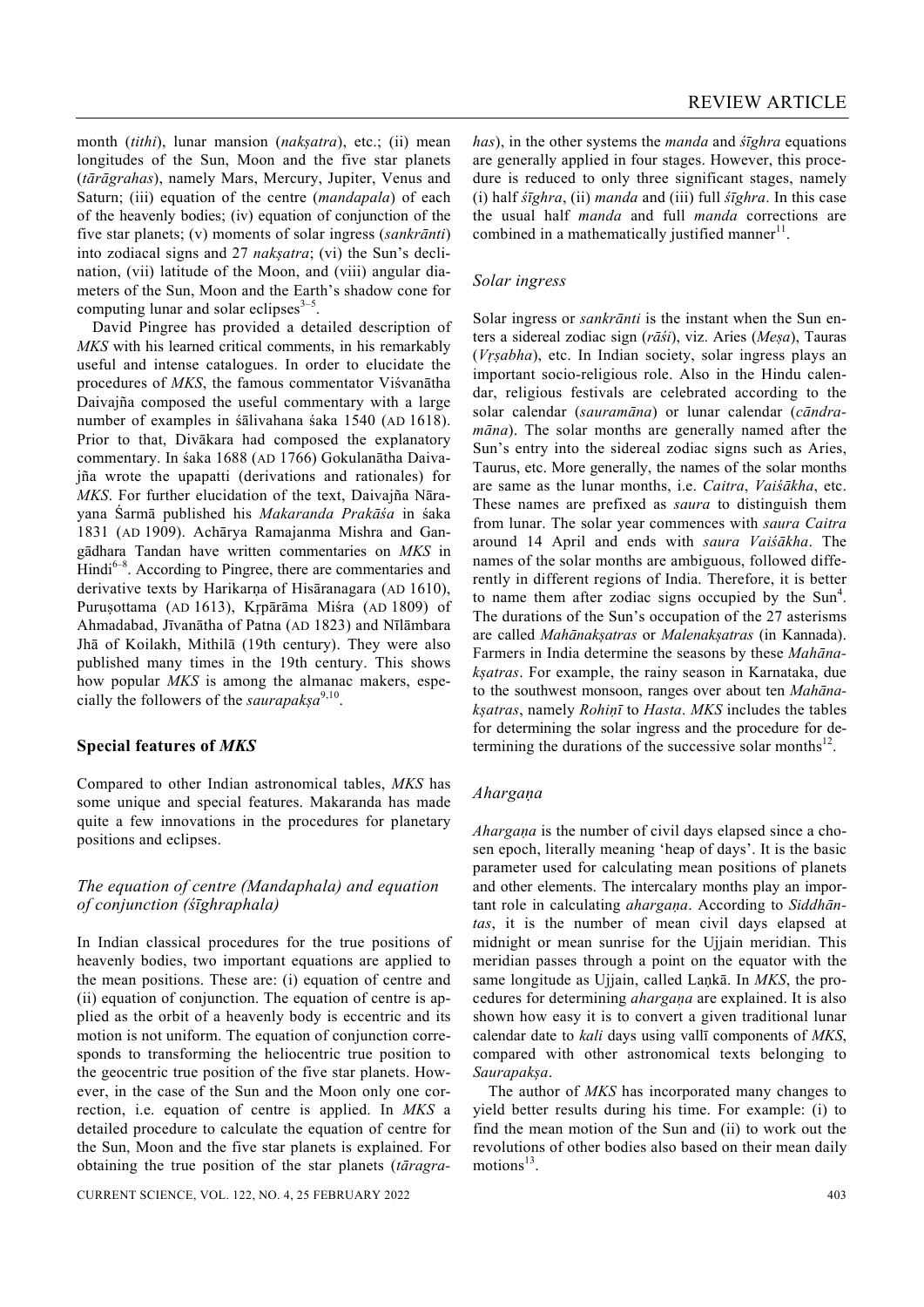month (*tithi*), lunar mansion (*nakṣatra*), etc.; (ii) mean longitudes of the Sun, Moon and the five star planets (*tārāgrahas*), namely Mars, Mercury, Jupiter, Venus and Saturn; (iii) equation of the centre (*mandapala*) of each of the heavenly bodies; (iv) equation of conjunction of the five star planets; (v) moments of solar ingress (*sankrānti*) into zodiacal signs and 27 *nakṣatra*; (vi) the Sun's declination, (vii) latitude of the Moon, and (viii) angular diameters of the Sun, Moon and the Earth's shadow cone for computing lunar and solar eclipses[3–5].

David Pingree has provided a detailed description of *MKS* with his learned critical comments, in his remarkably useful and intense catalogues. In order to elucidate the procedures of *MKS*, the famous commentator Viśvanātha Daivajña composed the useful commentary with a large number of examples in śālivahana śaka 1540 (AD 1618). Prior to that, Divākara had composed the explanatory commentary. In śaka 1688 (AD 1766) Gokulanātha Daivajña wrote the upapatti (derivations and rationales) for *MKS*. For further elucidation of the text, Daivajña Nārayana Śarmā published his *Makaranda Prakāśa* in śaka 1831 (AD 1909). Achārya Ramajanma Mishra and Gangādhara Tandan have written commentaries on *MKS* in Hindi[6–8]. According to Pingree, there are commentaries and derivative texts by Harikarṇa of Hisāranagara (AD 1610), Puruṣottama (AD 1613), Kṛpārāma Miśra (AD 1809) of Ahmadabad, Jīvanātha of Patna (AD 1823) and Nīlāmbara Jhā of Koilakh, Mithilā (19th century). They were also published many times in the 19th century. This shows how popular *MKS* is among the almanac makers, especially the followers of the *saurapakṣa*[9,10].

## Special features of *MKS*

Compared to other Indian astronomical tables, *MKS* has some unique and special features. Makaranda has made quite a few innovations in the procedures for planetary positions and eclipses.

### *The equation of centre (Mandaphala) and equation of conjunction (śīghraphala)*

In Indian classical procedures for the true positions of heavenly bodies, two important equations are applied to the mean positions. These are: (i) equation of centre and (ii) equation of conjunction. The equation of centre is applied as the orbit of a heavenly body is eccentric and its motion is not uniform. The equation of conjunction corresponds to transforming the heliocentric true position to the geocentric true position of the five star planets. However, in the case of the Sun and the Moon only one correction, i.e. equation of centre is applied. In *MKS* a detailed procedure to calculate the equation of centre for the Sun, Moon and the five star planets is explained. For obtaining the true position of the star planets (*tāragrahas*), in the other systems the *manda* and *śīghra* equations are generally applied in four stages. However, this procedure is reduced to only three significant stages, namely (i) half *śīghra*, (ii) *manda* and (iii) full *śīghra*. In this case the usual half *manda* and full *manda* corrections are combined in a mathematically justified manner[11].

### *Solar ingress*

Solar ingress or *sankrānti* is the instant when the Sun enters a sidereal zodiac sign (*rāśi*), viz. Aries (*Meṣa*), Tauras (*Vṛṣabha*), etc. In Indian society, solar ingress plays an important socio-religious role. Also in the Hindu calendar, religious festivals are celebrated according to the solar calendar (*sauramāna*) or lunar calendar (*cāndramāna*). The solar months are generally named after the Sun's entry into the sidereal zodiac signs such as Aries, Taurus, etc. More generally, the names of the solar months are same as the lunar months, i.e. *Caitra*, *Vaiśākha*, etc. These names are prefixed as *saura* to distinguish them from lunar. The solar year commences with *saura Caitra* around 14 April and ends with *saura Vaiśākha*. The names of the solar months are ambiguous, followed differently in different regions of India. Therefore, it is better to name them after zodiac signs occupied by the Sun[4]. The durations of the Sun's occupation of the 27 asterisms are called *Mahānakṣatras* or *Malenakṣatras* (in Kannada). Farmers in India determine the seasons by these *Mahānakṣatras*. For example, the rainy season in Karnataka, due to the southwest monsoon, ranges over about ten *Mahānakṣatras*, namely *Rohiṇī* to *Hasta*. *MKS* includes the tables for determining the solar ingress and the procedure for determining the durations of the successive solar months[12].

### *Ahargaṇa*

*Ahargaṇa* is the number of civil days elapsed since a chosen epoch, literally meaning 'heap of days'. It is the basic parameter used for calculating mean positions of planets and other elements. The intercalary months play an important role in calculating *ahargaṇa*. According to *Siddhāntas*, it is the number of mean civil days elapsed at midnight or mean sunrise for the Ujjain meridian. This meridian passes through a point on the equator with the same longitude as Ujjain, called Laṅkā. In *MKS*, the procedures for determining *ahargaṇa* are explained. It is also shown how easy it is to convert a given traditional lunar calendar date to *kali* days using vallī components of *MKS*, compared with other astronomical texts belonging to *Saurapakṣa*.

The author of *MKS* has incorporated many changes to yield better results during his time. For example: (i) to find the mean motion of the Sun and (ii) to work out the revolutions of other bodies also based on their mean daily motions[13].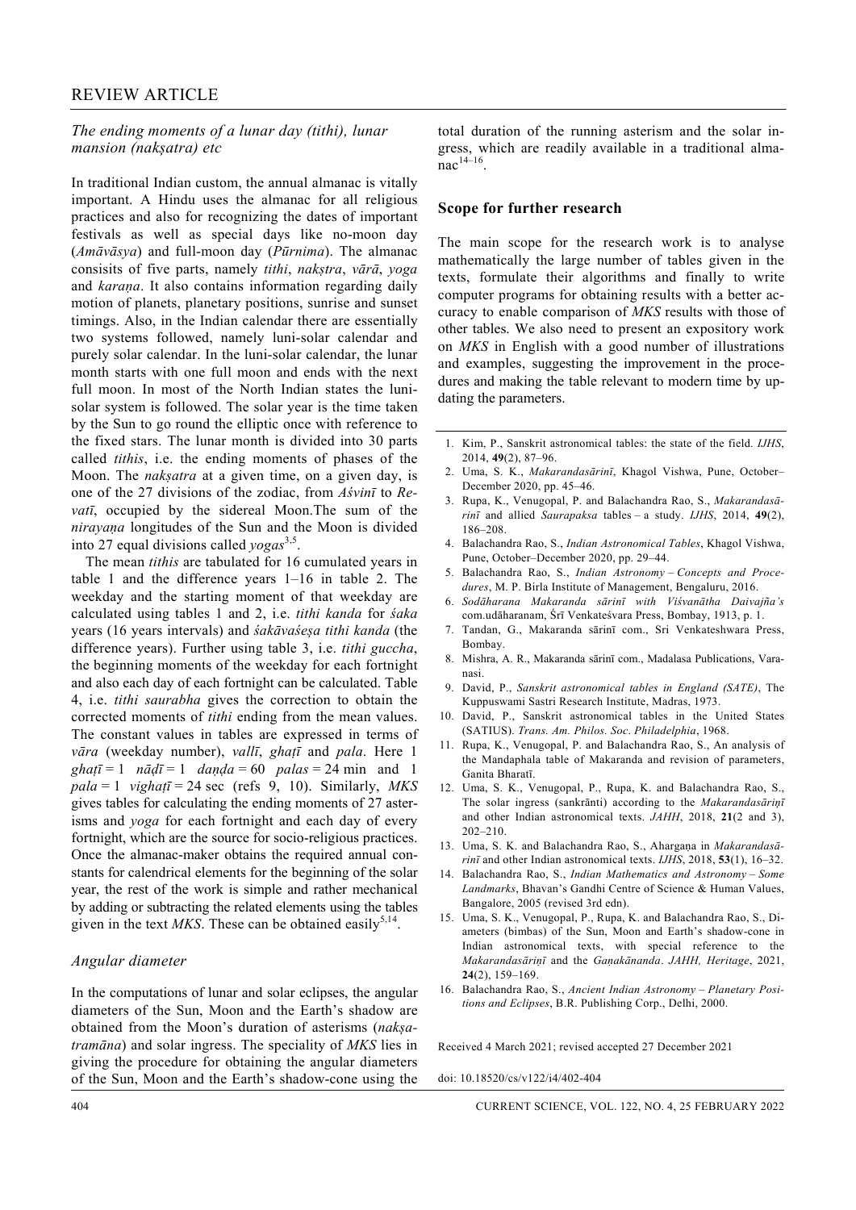### *The ending moments of a lunar day (tithi), lunar mansion (nakṣatra) etc*

In traditional Indian custom, the annual almanac is vitally important. A Hindu uses the almanac for all religious practices and also for recognizing the dates of important festivals as well as special days like no-moon day (*Amāvāsya*) and full-moon day (*Pūrnima*). The almanac consisits of five parts, namely *tithi*, *nakṣtra*, *vārā*, *yoga* and *karaṇa*. It also contains information regarding daily motion of planets, planetary positions, sunrise and sunset timings. Also, in the Indian calendar there are essentially two systems followed, namely luni-solar calendar and purely solar calendar. In the luni-solar calendar, the lunar month starts with one full moon and ends with the next full moon. In most of the North Indian states the luni-solar system is followed. The solar year is the time taken by the Sun to go round the elliptic once with reference to the fixed stars. The lunar month is divided into 30 parts called *tithis*, i.e. the ending moments of phases of the Moon. The *nakṣatra* at a given time, on a given day, is one of the 27 divisions of the zodiac, from *Aśvinī* to *Revatī*, occupied by the sidereal Moon.The sum of the *nirayaṇa* longitudes of the Sun and the Moon is divided into 27 equal divisions called *yogas*[3,5].

The mean *tithis* are tabulated for 16 cumulated years in table 1 and the difference years 1–16 in table 2. The weekday and the starting moment of that weekday are calculated using tables 1 and 2, i.e. *tithi kanda* for *śaka* years (16 years intervals) and *śakāvaśeṣa tithi kanda* (the difference years). Further using table 3, i.e. *tithi guccha*, the beginning moments of the weekday for each fortnight and also each day of each fortnight can be calculated. Table 4, i.e. *tithi saurabha* gives the correction to obtain the corrected moments of *tithi* ending from the mean values. The constant values in tables are expressed in terms of *vāra* (weekday number), *vallī*, *ghaṭī* and *pala*. Here 1 *ghaṭī* = 1 *nāḍī* = 1 *daṇḍa* = 60 *palas* = 24 min and 1 *pala* = 1 *vighaṭī* = 24 sec (refs 9, 10). Similarly, *MKS* gives tables for calculating the ending moments of 27 asterisms and *yoga* for each fortnight and each day of every fortnight, which are the source for socio-religious practices. Once the almanac-maker obtains the required annual constants for calendrical elements for the beginning of the solar year, the rest of the work is simple and rather mechanical by adding or subtracting the related elements using the tables given in the text *MKS*. These can be obtained easily[5,14].

### *Angular diameter*

In the computations of lunar and solar eclipses, the angular diameters of the Sun, Moon and the Earth's shadow are obtained from the Moon's duration of asterisms (*nakṣatramāna*) and solar ingress. The speciality of *MKS* lies in giving the procedure for obtaining the angular diameters of the Sun, Moon and the Earth's shadow-cone using the total duration of the running asterism and the solar ingress, which are readily available in a traditional almanac[14–16].

## Scope for further research

The main scope for the research work is to analyse mathematically the large number of tables given in the texts, formulate their algorithms and finally to write computer programs for obtaining results with a better accuracy to enable comparison of *MKS* results with those of other tables. We also need to present an expository work on *MKS* in English with a good number of illustrations and examples, suggesting the improvement in the procedures and making the table relevant to modern time by updating the parameters.

1. Kim, P., Sanskrit astronomical tables: the state of the field. *IJHS*, 2014, **49**(2), 87–96.
2. Uma, S. K., *Makarandasārinī*, Khagol Vishwa, Pune, October–December 2020, pp. 45–46.
3. Rupa, K., Venugopal, P. and Balachandra Rao, S., *Makarandasārinī* and allied *Saurapaksa* tables – a study. *IJHS*, 2014, **49**(2), 186–208.
4. Balachandra Rao, S., *Indian Astronomical Tables*, Khagol Vishwa, Pune, October–December 2020, pp. 29–44.
5. Balachandra Rao, S., *Indian Astronomy – Concepts and Procedures*, M. P. Birla Institute of Management, Bengaluru, 2016.
6. *Sodāharana Makaranda sārinī with Viśvanātha Daivajña's* com.udāharanam, Śrī Venkateśvara Press, Bombay, 1913, p. 1.
7. Tandan, G., Makaranda sārinī com., Sri Venkateshwara Press, Bombay.
8. Mishra, A. R., Makaranda sārinī com., Madalasa Publications, Varanasi.
9. David, P., *Sanskrit astronomical tables in England (SATE)*, The Kuppuswami Sastri Research Institute, Madras, 1973.
10. David, P., Sanskrit astronomical tables in the United States (SATIUS). *Trans. Am. Philos. Soc*. *Philadelphia*, 1968.
11. Rupa, K., Venugopal, P. and Balachandra Rao, S., An analysis of the Mandaphala table of Makaranda and revision of parameters, Ganita Bharatī.
12. Uma, S. K., Venugopal, P., Rupa, K. and Balachandra Rao, S., The solar ingress (sankrānti) according to the *Makarandasāriṇī* and other Indian astronomical texts. *JAHH*, 2018, **21**(2 and 3), 202–210.
13. Uma, S. K. and Balachandra Rao, S., Ahargaṇa in *Makarandasārinī* and other Indian astronomical texts. *IJHS*, 2018, **53**(1), 16–32.
14. Balachandra Rao, S., *Indian Mathematics and Astronomy – Some Landmarks*, Bhavan's Gandhi Centre of Science & Human Values, Bangalore, 2005 (revised 3rd edn).
15. Uma, S. K., Venugopal, P., Rupa, K. and Balachandra Rao, S., Diameters (bimbas) of the Sun, Moon and Earth's shadow-cone in Indian astronomical texts, with special reference to the *Makarandasāriṇī* and the *Gaṇakānanda*. *JAHH, Heritage*, 2021, **24**(2), 159–169.
16. Balachandra Rao, S., *Ancient Indian Astronomy – Planetary Positions and Eclipses*, B.R. Publishing Corp., Delhi, 2000.

Received 4 March 2021; revised accepted 27 December 2021

doi: 10.18520/cs/v122/i4/402-404